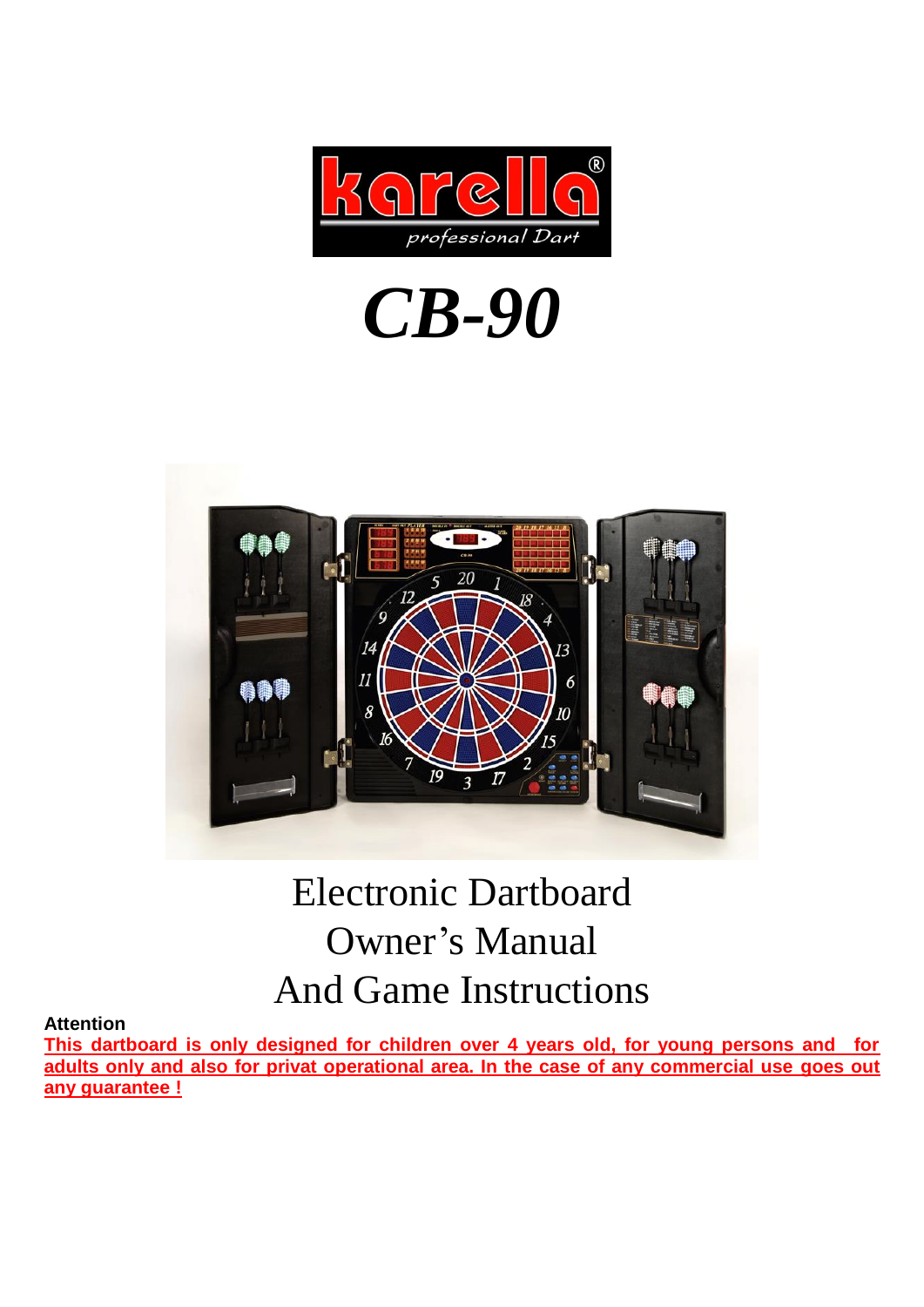# CB-90

# Electronic Dartboard
# Owner's Manual
# And Game Instructions

**Attention**

**This dartboard is only designed for children over 4 years old, for young persons and for adults only and also for privat operational area. In the case of any commercial use goes out any guarantee !**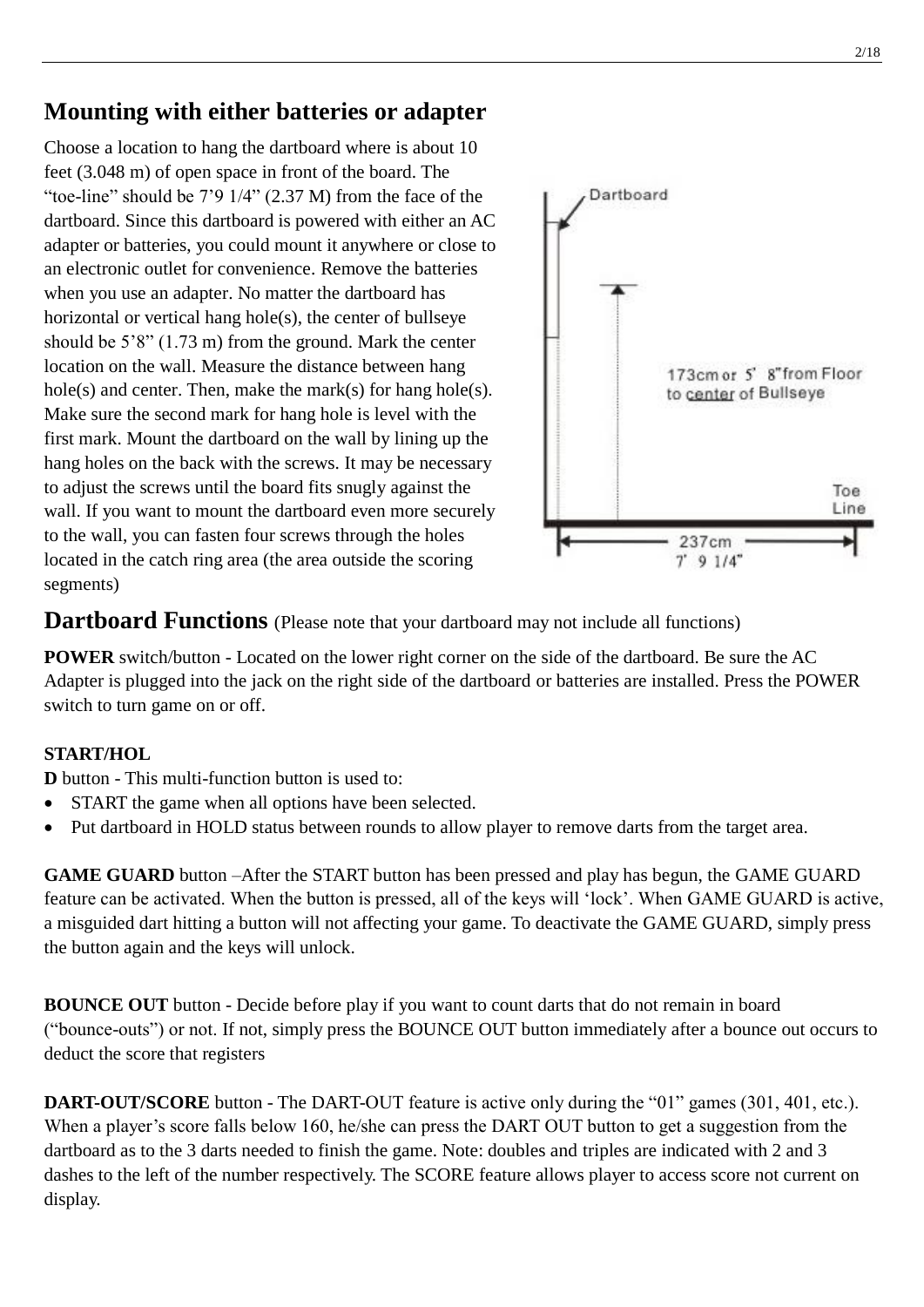## Mounting with either batteries or adapter

Choose a location to hang the dartboard where is about 10 feet (3.048 m) of open space in front of the board. The "toe-line" should be 7'9 1/4" (2.37 M) from the face of the dartboard. Since this dartboard is powered with either an AC adapter or batteries, you could mount it anywhere or close to an electronic outlet for convenience. Remove the batteries when you use an adapter. No matter the dartboard has horizontal or vertical hang hole(s), the center of bullseye should be 5'8" (1.73 m) from the ground. Mark the center location on the wall. Measure the distance between hang hole(s) and center. Then, make the mark(s) for hang hole(s). Make sure the second mark for hang hole is level with the first mark. Mount the dartboard on the wall by lining up the hang holes on the back with the screws. It may be necessary to adjust the screws until the board fits snugly against the wall. If you want to mount the dartboard even more securely to the wall, you can fasten four screws through the holes located in the catch ring area (the area outside the scoring segments)

Dartboard

173cm or 5' 8" from Floor to center of Bullseye

Toe Line

237cm 7' 9 1/4"

## Dartboard Functions (Please note that your dartboard may not include all functions)

**POWER** switch/button - Located on the lower right corner on the side of the dartboard. Be sure the AC Adapter is plugged into the jack on the right side of the dartboard or batteries are installed. Press the POWER switch to turn game on or off.

**START/HOLD** button - This multi-function button is used to:

- START the game when all options have been selected.
- Put dartboard in HOLD status between rounds to allow player to remove darts from the target area.

**GAME GUARD** button –After the START button has been pressed and play has begun, the GAME GUARD feature can be activated. When the button is pressed, all of the keys will 'lock'. When GAME GUARD is active, a misguided dart hitting a button will not affecting your game. To deactivate the GAME GUARD, simply press the button again and the keys will unlock.

**BOUNCE OUT** button - Decide before play if you want to count darts that do not remain in board ("bounce-outs") or not. If not, simply press the BOUNCE OUT button immediately after a bounce out occurs to deduct the score that registers

**DART-OUT/SCORE** button - The DART-OUT feature is active only during the "01" games (301, 401, etc.). When a player's score falls below 160, he/she can press the DART OUT button to get a suggestion from the dartboard as to the 3 darts needed to finish the game. Note: doubles and triples are indicated with 2 and 3 dashes to the left of the number respectively. The SCORE feature allows player to access score not current on display.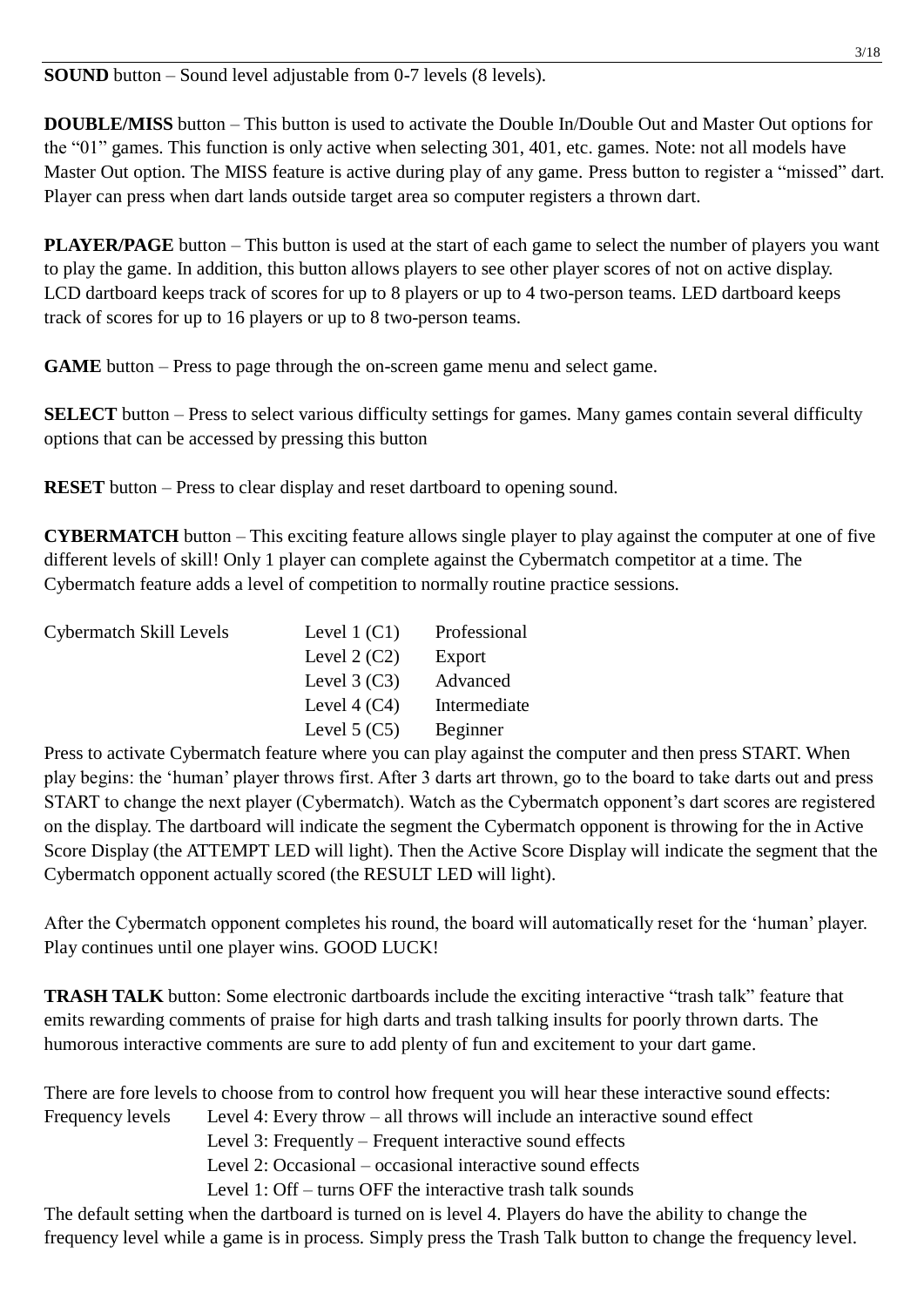**SOUND** button – Sound level adjustable from 0-7 levels (8 levels).

**DOUBLE/MISS** button – This button is used to activate the Double In/Double Out and Master Out options for the "01" games. This function is only active when selecting 301, 401, etc. games. Note: not all models have Master Out option. The MISS feature is active during play of any game. Press button to register a "missed" dart. Player can press when dart lands outside target area so computer registers a thrown dart.

**PLAYER/PAGE** button – This button is used at the start of each game to select the number of players you want to play the game. In addition, this button allows players to see other player scores of not on active display. LCD dartboard keeps track of scores for up to 8 players or up to 4 two-person teams. LED dartboard keeps track of scores for up to 16 players or up to 8 two-person teams.

**GAME** button – Press to page through the on-screen game menu and select game.

**SELECT** button – Press to select various difficulty settings for games. Many games contain several difficulty options that can be accessed by pressing this button

**RESET** button – Press to clear display and reset dartboard to opening sound.

**CYBERMATCH** button – This exciting feature allows single player to play against the computer at one of five different levels of skill! Only 1 player can complete against the Cybermatch competitor at a time. The Cybermatch feature adds a level of competition to normally routine practice sessions.

| Cybermatch Skill Levels | Level 1 (C1) | Professional |
| --- | --- | --- |
| | Level 2 (C2) | Export |
| | Level 3 (C3) | Advanced |
| | Level 4 (C4) | Intermediate |
| | Level 5 (C5) | Beginner |

Press to activate Cybermatch feature where you can play against the computer and then press START. When play begins: the 'human' player throws first. After 3 darts art thrown, go to the board to take darts out and press START to change the next player (Cybermatch). Watch as the Cybermatch opponent's dart scores are registered on the display. The dartboard will indicate the segment the Cybermatch opponent is throwing for the in Active Score Display (the ATTEMPT LED will light). Then the Active Score Display will indicate the segment that the Cybermatch opponent actually scored (the RESULT LED will light).

After the Cybermatch opponent completes his round, the board will automatically reset for the 'human' player. Play continues until one player wins. GOOD LUCK!

**TRASH TALK** button: Some electronic dartboards include the exciting interactive "trash talk" feature that emits rewarding comments of praise for high darts and trash talking insults for poorly thrown darts. The humorous interactive comments are sure to add plenty of fun and excitement to your dart game.

There are fore levels to choose from to control how frequent you will hear these interactive sound effects:

| Frequency levels | Level 4: Every throw – all throws will include an interactive sound effect |
| --- | --- |
| | Level 3: Frequently – Frequent interactive sound effects |
| | Level 2: Occasional – occasional interactive sound effects |
| | Level 1: Off – turns OFF the interactive trash talk sounds |

The default setting when the dartboard is turned on is level 4. Players do have the ability to change the frequency level while a game is in process. Simply press the Trash Talk button to change the frequency level.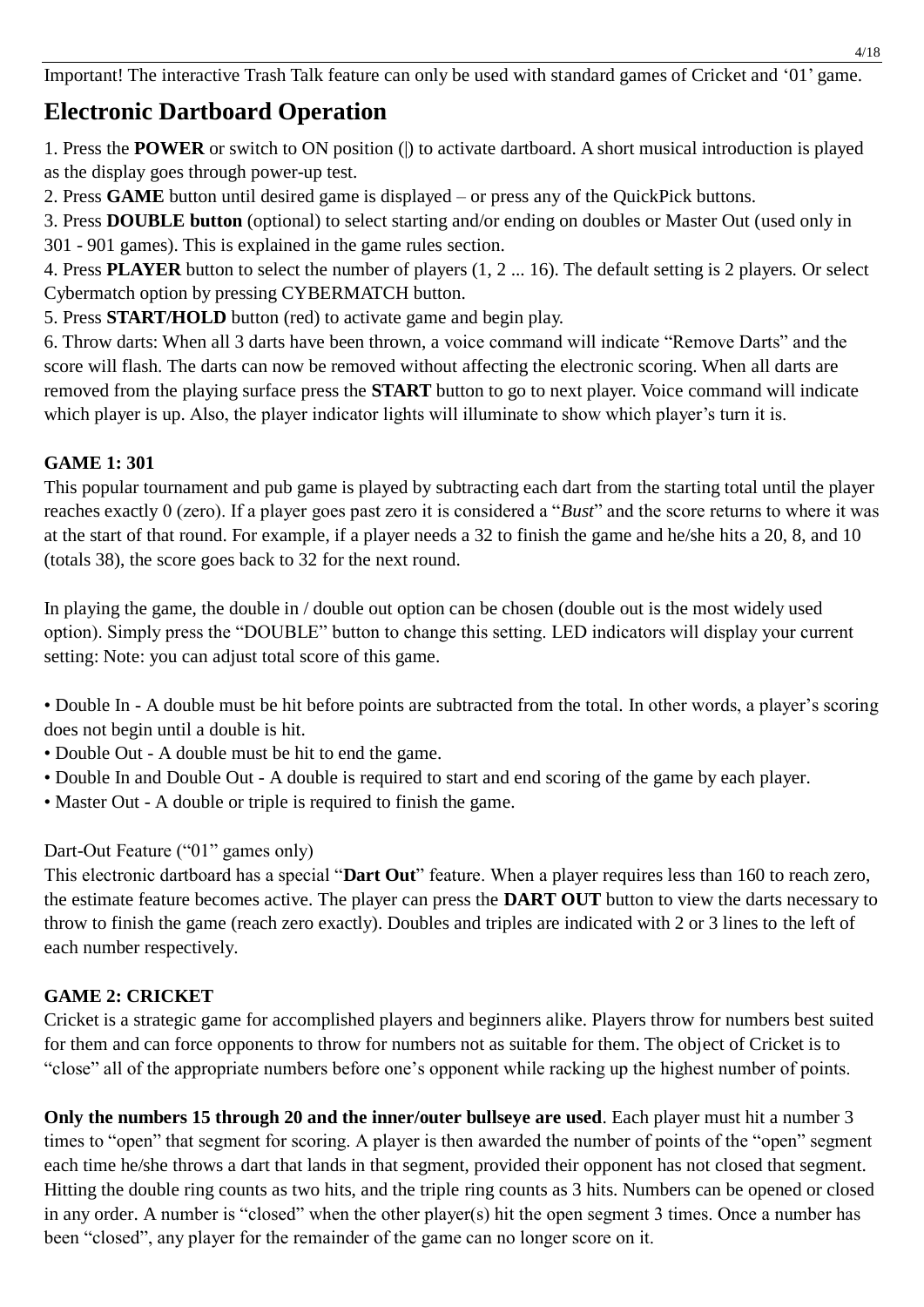Important! The interactive Trash Talk feature can only be used with standard games of Cricket and '01' game.

## Electronic Dartboard Operation

1. Press the **POWER** or switch to ON position (|) to activate dartboard. A short musical introduction is played as the display goes through power-up test.
2. Press **GAME** button until desired game is displayed – or press any of the QuickPick buttons.
3. Press **DOUBLE button** (optional) to select starting and/or ending on doubles or Master Out (used only in 301 - 901 games). This is explained in the game rules section.
4. Press **PLAYER** button to select the number of players (1, 2 ... 16). The default setting is 2 players. Or select Cybermatch option by pressing CYBERMATCH button.
5. Press **START/HOLD** button (red) to activate game and begin play.
6. Throw darts: When all 3 darts have been thrown, a voice command will indicate "Remove Darts" and the score will flash. The darts can now be removed without affecting the electronic scoring. When all darts are removed from the playing surface press the **START** button to go to next player. Voice command will indicate which player is up. Also, the player indicator lights will illuminate to show which player's turn it is.

**GAME 1: 301**

This popular tournament and pub game is played by subtracting each dart from the starting total until the player reaches exactly 0 (zero). If a player goes past zero it is considered a "*Bust*" and the score returns to where it was at the start of that round. For example, if a player needs a 32 to finish the game and he/she hits a 20, 8, and 10 (totals 38), the score goes back to 32 for the next round.

In playing the game, the double in / double out option can be chosen (double out is the most widely used option). Simply press the "DOUBLE" button to change this setting. LED indicators will display your current setting: Note: you can adjust total score of this game.

- Double In - A double must be hit before points are subtracted from the total. In other words, a player's scoring does not begin until a double is hit.
- Double Out - A double must be hit to end the game.
- Double In and Double Out - A double is required to start and end scoring of the game by each player.
- Master Out - A double or triple is required to finish the game.

Dart-Out Feature ("01" games only)

This electronic dartboard has a special "**Dart Out**" feature. When a player requires less than 160 to reach zero, the estimate feature becomes active. The player can press the **DART OUT** button to view the darts necessary to throw to finish the game (reach zero exactly). Doubles and triples are indicated with 2 or 3 lines to the left of each number respectively.

**GAME 2: CRICKET**

Cricket is a strategic game for accomplished players and beginners alike. Players throw for numbers best suited for them and can force opponents to throw for numbers not as suitable for them. The object of Cricket is to "close" all of the appropriate numbers before one's opponent while racking up the highest number of points.

**Only the numbers 15 through 20 and the inner/outer bullseye are used**. Each player must hit a number 3 times to "open" that segment for scoring. A player is then awarded the number of points of the "open" segment each time he/she throws a dart that lands in that segment, provided their opponent has not closed that segment. Hitting the double ring counts as two hits, and the triple ring counts as 3 hits. Numbers can be opened or closed in any order. A number is "closed" when the other player(s) hit the open segment 3 times. Once a number has been "closed", any player for the remainder of the game can no longer score on it.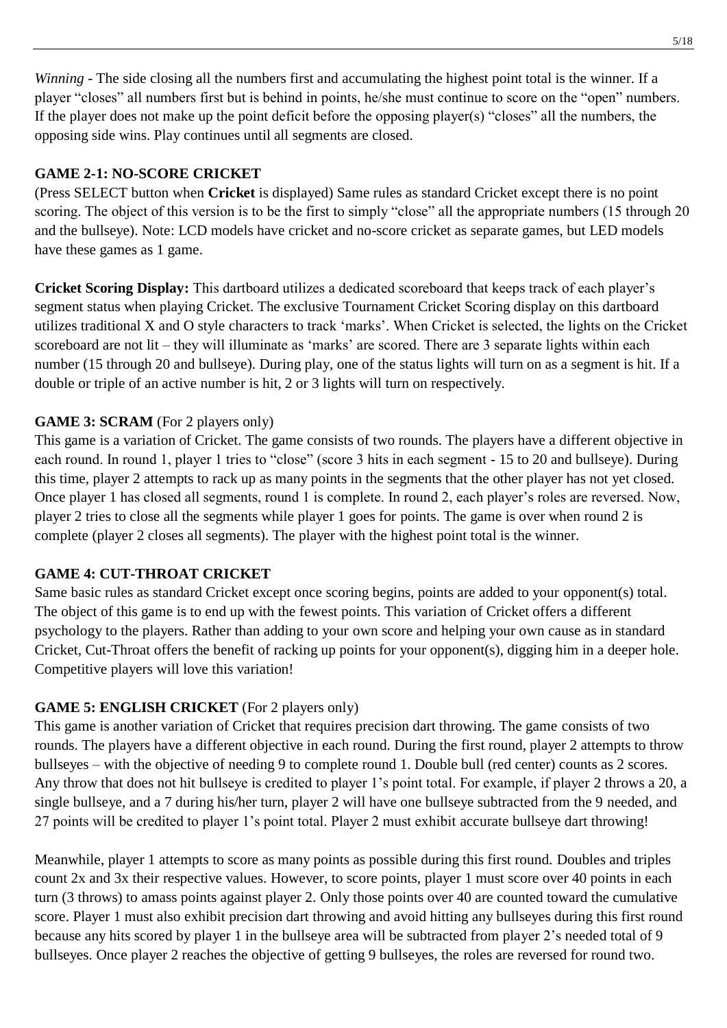*Winning* - The side closing all the numbers first and accumulating the highest point total is the winner. If a player "closes" all numbers first but is behind in points, he/she must continue to score on the "open" numbers. If the player does not make up the point deficit before the opposing player(s) "closes" all the numbers, the opposing side wins. Play continues until all segments are closed.

**GAME 2-1: NO-SCORE CRICKET**

(Press SELECT button when **Cricket** is displayed) Same rules as standard Cricket except there is no point scoring. The object of this version is to be the first to simply "close" all the appropriate numbers (15 through 20 and the bullseye). Note: LCD models have cricket and no-score cricket as separate games, but LED models have these games as 1 game.

**Cricket Scoring Display:** This dartboard utilizes a dedicated scoreboard that keeps track of each player's segment status when playing Cricket. The exclusive Tournament Cricket Scoring display on this dartboard utilizes traditional X and O style characters to track 'marks'. When Cricket is selected, the lights on the Cricket scoreboard are not lit – they will illuminate as 'marks' are scored. There are 3 separate lights within each number (15 through 20 and bullseye). During play, one of the status lights will turn on as a segment is hit. If a double or triple of an active number is hit, 2 or 3 lights will turn on respectively.

**GAME 3: SCRAM** (For 2 players only)

This game is a variation of Cricket. The game consists of two rounds. The players have a different objective in each round. In round 1, player 1 tries to "close" (score 3 hits in each segment - 15 to 20 and bullseye). During this time, player 2 attempts to rack up as many points in the segments that the other player has not yet closed. Once player 1 has closed all segments, round 1 is complete. In round 2, each player's roles are reversed. Now, player 2 tries to close all the segments while player 1 goes for points. The game is over when round 2 is complete (player 2 closes all segments). The player with the highest point total is the winner.

**GAME 4: CUT-THROAT CRICKET**

Same basic rules as standard Cricket except once scoring begins, points are added to your opponent(s) total. The object of this game is to end up with the fewest points. This variation of Cricket offers a different psychology to the players. Rather than adding to your own score and helping your own cause as in standard Cricket, Cut-Throat offers the benefit of racking up points for your opponent(s), digging him in a deeper hole. Competitive players will love this variation!

**GAME 5: ENGLISH CRICKET** (For 2 players only)

This game is another variation of Cricket that requires precision dart throwing. The game consists of two rounds. The players have a different objective in each round. During the first round, player 2 attempts to throw bullseyes – with the objective of needing 9 to complete round 1. Double bull (red center) counts as 2 scores. Any throw that does not hit bullseye is credited to player 1's point total. For example, if player 2 throws a 20, a single bullseye, and a 7 during his/her turn, player 2 will have one bullseye subtracted from the 9 needed, and 27 points will be credited to player 1's point total. Player 2 must exhibit accurate bullseye dart throwing!

Meanwhile, player 1 attempts to score as many points as possible during this first round. Doubles and triples count 2x and 3x their respective values. However, to score points, player 1 must score over 40 points in each turn (3 throws) to amass points against player 2. Only those points over 40 are counted toward the cumulative score. Player 1 must also exhibit precision dart throwing and avoid hitting any bullseyes during this first round because any hits scored by player 1 in the bullseye area will be subtracted from player 2's needed total of 9 bullseyes. Once player 2 reaches the objective of getting 9 bullseyes, the roles are reversed for round two.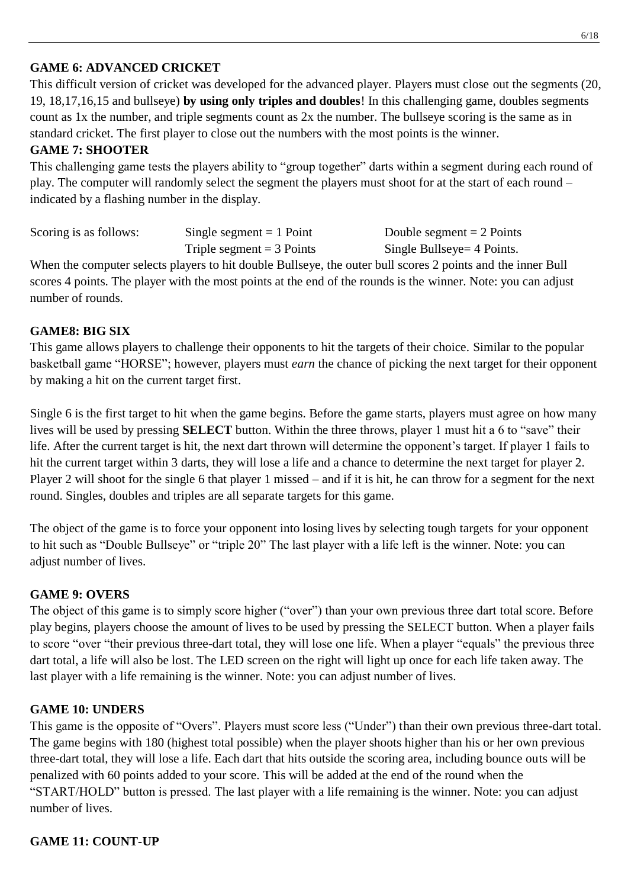### GAME 6: ADVANCED CRICKET

This difficult version of cricket was developed for the advanced player. Players must close out the segments (20, 19, 18,17,16,15 and bullseye) **by using only triples and doubles**! In this challenging game, doubles segments count as 1x the number, and triple segments count as 2x the number. The bullseye scoring is the same as in standard cricket. The first player to close out the numbers with the most points is the winner.

### GAME 7: SHOOTER

This challenging game tests the players ability to "group together" darts within a segment during each round of play. The computer will randomly select the segment the players must shoot for at the start of each round – indicated by a flashing number in the display.

| Scoring is as follows: | Single segment = 1 Point | Double segment = 2 Points |
|---|---|---|
| | Triple segment = 3 Points | Single Bullseye= 4 Points. |

When the computer selects players to hit double Bullseye, the outer bull scores 2 points and the inner Bull scores 4 points. The player with the most points at the end of the rounds is the winner. Note: you can adjust number of rounds.

### GAME8: BIG SIX

This game allows players to challenge their opponents to hit the targets of their choice. Similar to the popular basketball game "HORSE"; however, players must *earn* the chance of picking the next target for their opponent by making a hit on the current target first.

Single 6 is the first target to hit when the game begins. Before the game starts, players must agree on how many lives will be used by pressing **SELECT** button. Within the three throws, player 1 must hit a 6 to "save" their life. After the current target is hit, the next dart thrown will determine the opponent's target. If player 1 fails to hit the current target within 3 darts, they will lose a life and a chance to determine the next target for player 2. Player 2 will shoot for the single 6 that player 1 missed – and if it is hit, he can throw for a segment for the next round. Singles, doubles and triples are all separate targets for this game.

The object of the game is to force your opponent into losing lives by selecting tough targets for your opponent to hit such as "Double Bullseye" or "triple 20" The last player with a life left is the winner. Note: you can adjust number of lives.

### GAME 9: OVERS

The object of this game is to simply score higher ("over") than your own previous three dart total score. Before play begins, players choose the amount of lives to be used by pressing the SELECT button. When a player fails to score "over "their previous three-dart total, they will lose one life. When a player "equals" the previous three dart total, a life will also be lost. The LED screen on the right will light up once for each life taken away. The last player with a life remaining is the winner. Note: you can adjust number of lives.

### GAME 10: UNDERS

This game is the opposite of "Overs". Players must score less ("Under") than their own previous three-dart total. The game begins with 180 (highest total possible) when the player shoots higher than his or her own previous three-dart total, they will lose a life. Each dart that hits outside the scoring area, including bounce outs will be penalized with 60 points added to your score. This will be added at the end of the round when the "START/HOLD" button is pressed. The last player with a life remaining is the winner. Note: you can adjust number of lives.

### GAME 11: COUNT-UP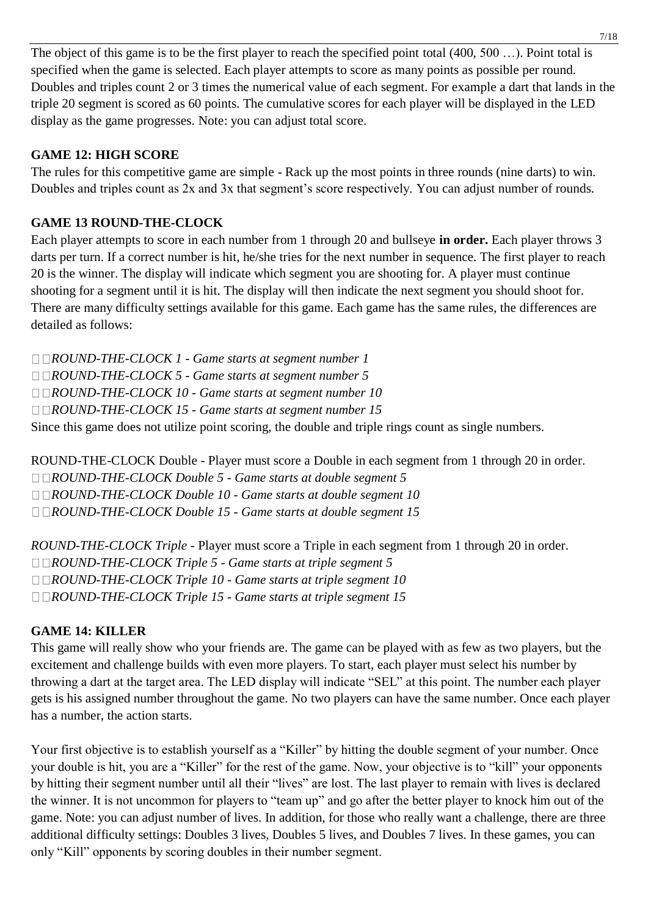The object of this game is to be the first player to reach the specified point total (400, 500 …). Point total is specified when the game is selected. Each player attempts to score as many points as possible per round. Doubles and triples count 2 or 3 times the numerical value of each segment. For example a dart that lands in the triple 20 segment is scored as 60 points. The cumulative scores for each player will be displayed in the LED display as the game progresses. Note: you can adjust total score.

### GAME 12: HIGH SCORE

The rules for this competitive game are simple - Rack up the most points in three rounds (nine darts) to win. Doubles and triples count as 2x and 3x that segment's score respectively. You can adjust number of rounds.

### GAME 13 ROUND-THE-CLOCK

Each player attempts to score in each number from 1 through 20 and bullseye **in order.** Each player throws 3 darts per turn. If a correct number is hit, he/she tries for the next number in sequence. The first player to reach 20 is the winner. The display will indicate which segment you are shooting for. A player must continue shooting for a segment until it is hit. The display will then indicate the next segment you should shoot for. There are many difficulty settings available for this game. Each game has the same rules, the differences are detailed as follows:

- *ROUND-THE-CLOCK 1 - Game starts at segment number 1*
- *ROUND-THE-CLOCK 5 - Game starts at segment number 5*
- *ROUND-THE-CLOCK 10 - Game starts at segment number 10*
- *ROUND-THE-CLOCK 15 - Game starts at segment number 15*

Since this game does not utilize point scoring, the double and triple rings count as single numbers.

ROUND-THE-CLOCK Double - Player must score a Double in each segment from 1 through 20 in order.

- *ROUND-THE-CLOCK Double 5 - Game starts at double segment 5*
- *ROUND-THE-CLOCK Double 10 - Game starts at double segment 10*
- *ROUND-THE-CLOCK Double 15 - Game starts at double segment 15*

*ROUND-THE-CLOCK Triple* - Player must score a Triple in each segment from 1 through 20 in order.

- *ROUND-THE-CLOCK Triple 5 - Game starts at triple segment 5*
- *ROUND-THE-CLOCK Triple 10 - Game starts at triple segment 10*
- *ROUND-THE-CLOCK Triple 15 - Game starts at triple segment 15*

### GAME 14: KILLER

This game will really show who your friends are. The game can be played with as few as two players, but the excitement and challenge builds with even more players. To start, each player must select his number by throwing a dart at the target area. The LED display will indicate "SEL" at this point. The number each player gets is his assigned number throughout the game. No two players can have the same number. Once each player has a number, the action starts.

Your first objective is to establish yourself as a "Killer" by hitting the double segment of your number. Once your double is hit, you are a "Killer" for the rest of the game. Now, your objective is to "kill" your opponents by hitting their segment number until all their "lives" are lost. The last player to remain with lives is declared the winner. It is not uncommon for players to "team up" and go after the better player to knock him out of the game. Note: you can adjust number of lives. In addition, for those who really want a challenge, there are three additional difficulty settings: Doubles 3 lives, Doubles 5 lives, and Doubles 7 lives. In these games, you can only "Kill" opponents by scoring doubles in their number segment.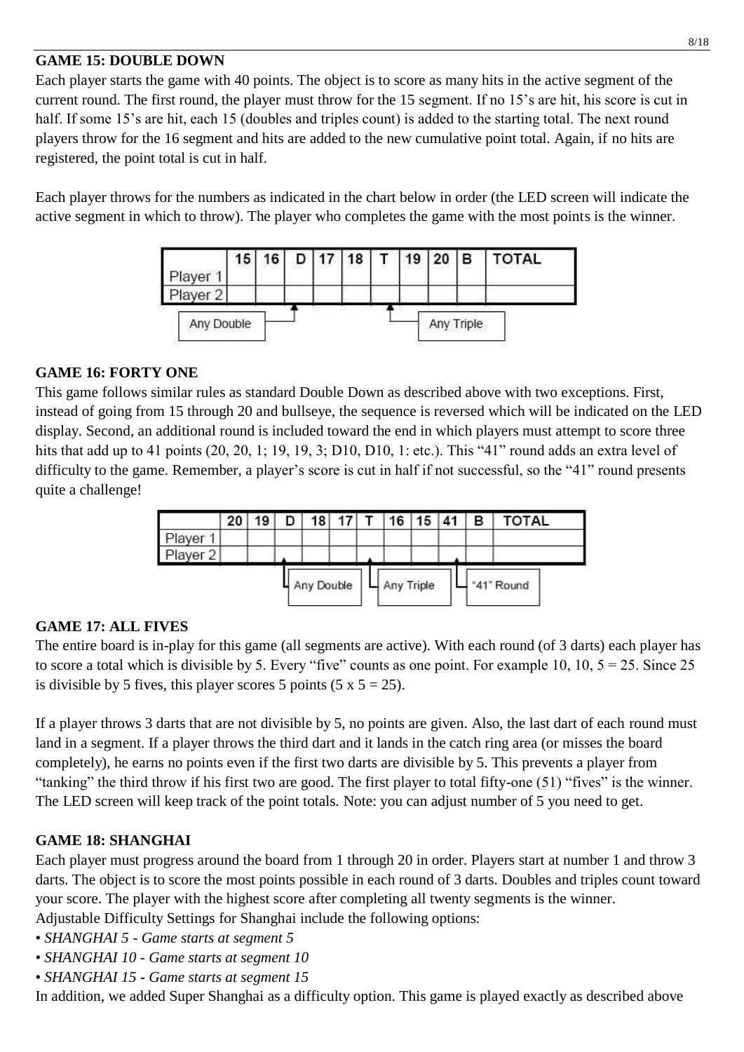## GAME 15: DOUBLE DOWN

Each player starts the game with 40 points. The object is to score as many hits in the active segment of the current round. The first round, the player must throw for the 15 segment. If no 15's are hit, his score is cut in half. If some 15's are hit, each 15 (doubles and triples count) is added to the starting total. The next round players throw for the 16 segment and hits are added to the new cumulative point total. Again, if no hits are registered, the point total is cut in half.

Each player throws for the numbers as indicated in the chart below in order (the LED screen will indicate the active segment in which to throw). The player who completes the game with the most points is the winner.

| | 15 | 16 | D | 17 | 18 | T | 19 | 20 | B | TOTAL |
|---|---|---|---|---|---|---|---|---|---|---|
| Player 1 | | | | | | | | | | |
| Player 2 | | | | | | | | | | |

D: Any Double; T: Any Triple

## GAME 16: FORTY ONE

This game follows similar rules as standard Double Down as described above with two exceptions. First, instead of going from 15 through 20 and bullseye, the sequence is reversed which will be indicated on the LED display. Second, an additional round is included toward the end in which players must attempt to score three hits that add up to 41 points (20, 20, 1; 19, 19, 3; D10, D10, 1: etc.). This "41" round adds an extra level of difficulty to the game. Remember, a player's score is cut in half if not successful, so the "41" round presents quite a challenge!

| | 20 | 19 | D | 18 | 17 | T | 16 | 15 | 41 | B | TOTAL |
|---|---|---|---|---|---|---|---|---|---|---|---|
| Player 1 | | | | | | | | | | | |
| Player 2 | | | | | | | | | | | |

D: Any Double; T: Any Triple; 41: "41" Round

## GAME 17: ALL FIVES

The entire board is in-play for this game (all segments are active). With each round (of 3 darts) each player has to score a total which is divisible by 5. Every "five" counts as one point. For example 10, 10, 5 = 25. Since 25 is divisible by 5 fives, this player scores 5 points (5 x 5 = 25).

If a player throws 3 darts that are not divisible by 5, no points are given. Also, the last dart of each round must land in a segment. If a player throws the third dart and it lands in the catch ring area (or misses the board completely), he earns no points even if the first two darts are divisible by 5. This prevents a player from "tanking" the third throw if his first two are good. The first player to total fifty-one (51) "fives" is the winner. The LED screen will keep track of the point totals. Note: you can adjust number of 5 you need to get.

## GAME 18: SHANGHAI

Each player must progress around the board from 1 through 20 in order. Players start at number 1 and throw 3 darts. The object is to score the most points possible in each round of 3 darts. Doubles and triples count toward your score. The player with the highest score after completing all twenty segments is the winner.
Adjustable Difficulty Settings for Shanghai include the following options:

- *SHANGHAI 5 - Game starts at segment 5*
- *SHANGHAI 10 - Game starts at segment 10*
- *SHANGHAI 15 - Game starts at segment 15*

In addition, we added Super Shanghai as a difficulty option. This game is played exactly as described above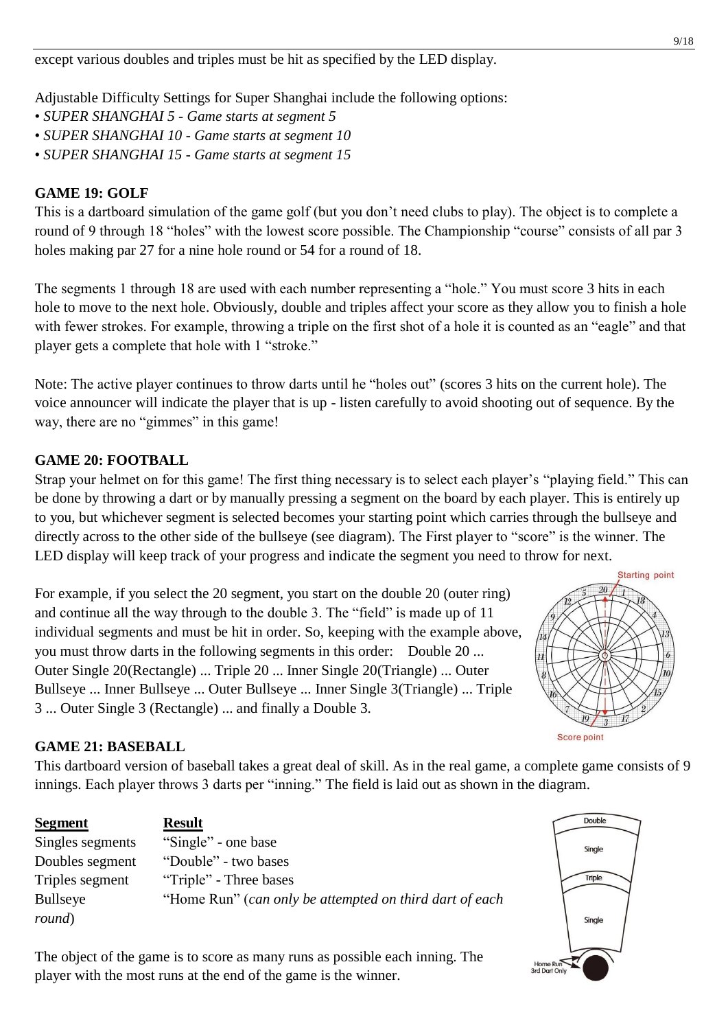except various doubles and triples must be hit as specified by the LED display.

Adjustable Difficulty Settings for Super Shanghai include the following options:

- *SUPER SHANGHAI 5 - Game starts at segment 5*
- *SUPER SHANGHAI 10 - Game starts at segment 10*
- *SUPER SHANGHAI 15 - Game starts at segment 15*

## GAME 19: GOLF

This is a dartboard simulation of the game golf (but you don't need clubs to play). The object is to complete a round of 9 through 18 "holes" with the lowest score possible. The Championship "course" consists of all par 3 holes making par 27 for a nine hole round or 54 for a round of 18.

The segments 1 through 18 are used with each number representing a "hole." You must score 3 hits in each hole to move to the next hole. Obviously, double and triples affect your score as they allow you to finish a hole with fewer strokes. For example, throwing a triple on the first shot of a hole it is counted as an "eagle" and that player gets a complete that hole with 1 "stroke."

Note: The active player continues to throw darts until he "holes out" (scores 3 hits on the current hole). The voice announcer will indicate the player that is up - listen carefully to avoid shooting out of sequence. By the way, there are no "gimmes" in this game!

## GAME 20: FOOTBALL

Strap your helmet on for this game! The first thing necessary is to select each player's "playing field." This can be done by throwing a dart or by manually pressing a segment on the board by each player. This is entirely up to you, but whichever segment is selected becomes your starting point which carries through the bullseye and directly across to the other side of the bullseye (see diagram). The First player to "score" is the winner. The LED display will keep track of your progress and indicate the segment you need to throw for next.

For example, if you select the 20 segment, you start on the double 20 (outer ring) and continue all the way through to the double 3. The "field" is made up of 11 individual segments and must be hit in order. So, keeping with the example above, you must throw darts in the following segments in this order: Double 20 ... Outer Single 20(Rectangle) ... Triple 20 ... Inner Single 20(Triangle) ... Outer Bullseye ... Inner Bullseye ... Outer Bullseye ... Inner Single 3(Triangle) ... Triple 3 ... Outer Single 3 (Rectangle) ... and finally a Double 3.

Starting point

Score point

## GAME 21: BASEBALL

This dartboard version of baseball takes a great deal of skill. As in the real game, a complete game consists of 9 innings. Each player throws 3 darts per "inning." The field is laid out as shown in the diagram.

| Segment | Result |
|---|---|
| Singles segments | "Single" - one base |
| Doubles segment | "Double" - two bases |
| Triples segment | "Triple" - Three bases |
| Bullseye | "Home Run" (*can only be attempted on third dart of each round*) |

The object of the game is to score as many runs as possible each inning. The player with the most runs at the end of the game is the winner.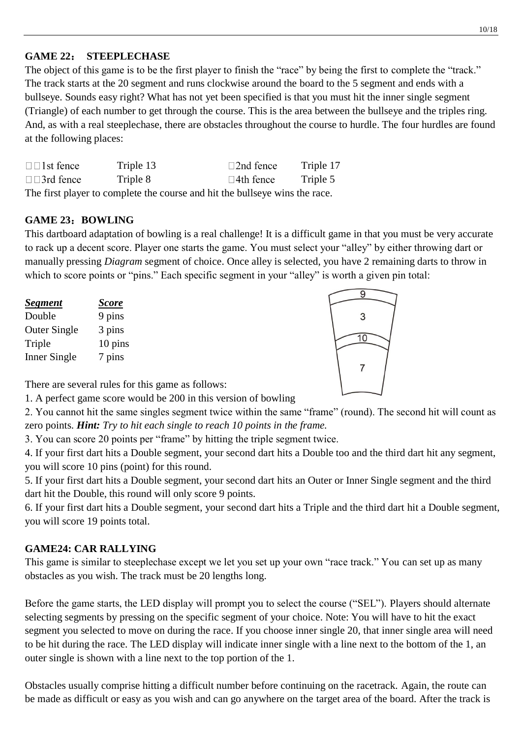## GAME 22： STEEPLECHASE

The object of this game is to be the first player to finish the "race" by being the first to complete the "track." The track starts at the 20 segment and runs clockwise around the board to the 5 segment and ends with a bullseye. Sounds easy right? What has not yet been specified is that you must hit the inner single segment (Triangle) of each number to get through the course. This is the area between the bullseye and the triples ring. And, as with a real steeplechase, there are obstacles throughout the course to hurdle. The four hurdles are found at the following places:

| | | | |
|---|---|---|---|
| 1st fence | Triple 13 | 2nd fence | Triple 17 |
| 3rd fence | Triple 8 | 4th fence | Triple 5 |

The first player to complete the course and hit the bullseye wins the race.

## GAME 23：BOWLING

This dartboard adaptation of bowling is a real challenge! It is a difficult game in that you must be very accurate to rack up a decent score. Player one starts the game. You must select your "alley" by either throwing dart or manually pressing *Diagram* segment of choice. Once alley is selected, you have 2 remaining darts to throw in which to score points or "pins." Each specific segment in your "alley" is worth a given pin total:

| ***Segment*** | ***Score*** |
|---|---|
| Double | 9 pins |
| Outer Single | 3 pins |
| Triple | 10 pins |
| Inner Single | 7 pins |

There are several rules for this game as follows:

1. A perfect game score would be 200 in this version of bowling
2. You cannot hit the same singles segment twice within the same "frame" (round). The second hit will count as zero points. ***Hint:*** *Try to hit each single to reach 10 points in the frame.*
3. You can score 20 points per "frame" by hitting the triple segment twice.
4. If your first dart hits a Double segment, your second dart hits a Double too and the third dart hit any segment, you will score 10 pins (point) for this round.
5. If your first dart hits a Double segment, your second dart hits an Outer or Inner Single segment and the third dart hit the Double, this round will only score 9 points.
6. If your first dart hits a Double segment, your second dart hits a Triple and the third dart hit a Double segment, you will score 19 points total.

## GAME24: CAR RALLYING

This game is similar to steeplechase except we let you set up your own "race track." You can set up as many obstacles as you wish. The track must be 20 lengths long.

Before the game starts, the LED display will prompt you to select the course ("SEL"). Players should alternate selecting segments by pressing on the specific segment of your choice. Note: You will have to hit the exact segment you selected to move on during the race. If you choose inner single 20, that inner single area will need to be hit during the race. The LED display will indicate inner single with a line next to the bottom of the 1, an outer single is shown with a line next to the top portion of the 1.

Obstacles usually comprise hitting a difficult number before continuing on the racetrack. Again, the route can be made as difficult or easy as you wish and can go anywhere on the target area of the board. After the track is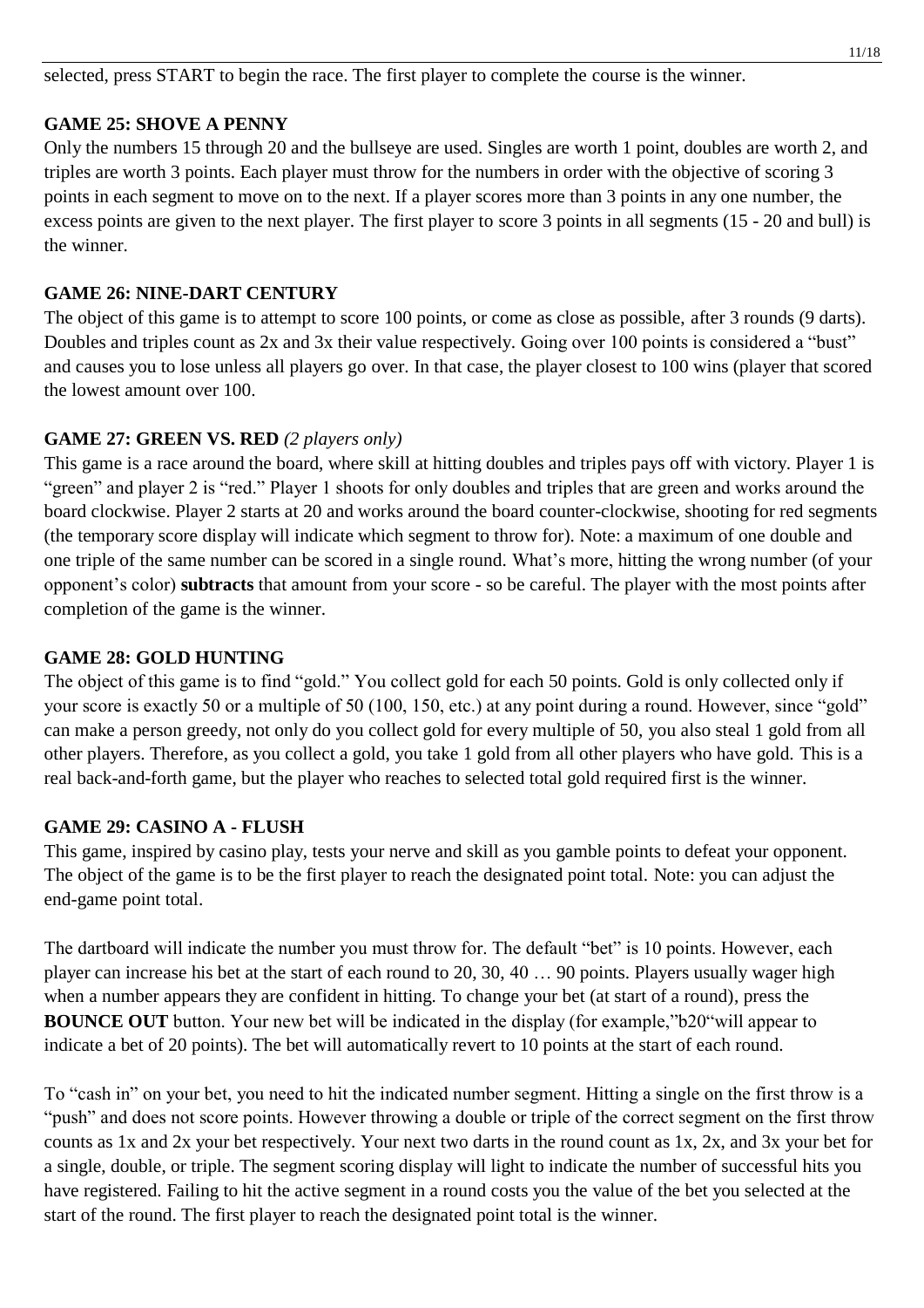selected, press START to begin the race. The first player to complete the course is the winner.

### GAME 25: SHOVE A PENNY

Only the numbers 15 through 20 and the bullseye are used. Singles are worth 1 point, doubles are worth 2, and triples are worth 3 points. Each player must throw for the numbers in order with the objective of scoring 3 points in each segment to move on to the next. If a player scores more than 3 points in any one number, the excess points are given to the next player. The first player to score 3 points in all segments (15 - 20 and bull) is the winner.

### GAME 26: NINE-DART CENTURY

The object of this game is to attempt to score 100 points, or come as close as possible, after 3 rounds (9 darts). Doubles and triples count as 2x and 3x their value respectively. Going over 100 points is considered a "bust" and causes you to lose unless all players go over. In that case, the player closest to 100 wins (player that scored the lowest amount over 100.

### GAME 27: GREEN VS. RED *(2 players only)*

This game is a race around the board, where skill at hitting doubles and triples pays off with victory. Player 1 is "green" and player 2 is "red." Player 1 shoots for only doubles and triples that are green and works around the board clockwise. Player 2 starts at 20 and works around the board counter-clockwise, shooting for red segments (the temporary score display will indicate which segment to throw for). Note: a maximum of one double and one triple of the same number can be scored in a single round. What's more, hitting the wrong number (of your opponent's color) **subtracts** that amount from your score - so be careful. The player with the most points after completion of the game is the winner.

### GAME 28: GOLD HUNTING

The object of this game is to find "gold." You collect gold for each 50 points. Gold is only collected only if your score is exactly 50 or a multiple of 50 (100, 150, etc.) at any point during a round. However, since "gold" can make a person greedy, not only do you collect gold for every multiple of 50, you also steal 1 gold from all other players. Therefore, as you collect a gold, you take 1 gold from all other players who have gold. This is a real back-and-forth game, but the player who reaches to selected total gold required first is the winner.

### GAME 29: CASINO A - FLUSH

This game, inspired by casino play, tests your nerve and skill as you gamble points to defeat your opponent. The object of the game is to be the first player to reach the designated point total. Note: you can adjust the end-game point total.

The dartboard will indicate the number you must throw for. The default "bet" is 10 points. However, each player can increase his bet at the start of each round to 20, 30, 40 … 90 points. Players usually wager high when a number appears they are confident in hitting. To change your bet (at start of a round), press the **BOUNCE OUT** button. Your new bet will be indicated in the display (for example,"b20"will appear to indicate a bet of 20 points). The bet will automatically revert to 10 points at the start of each round.

To "cash in" on your bet, you need to hit the indicated number segment. Hitting a single on the first throw is a "push" and does not score points. However throwing a double or triple of the correct segment on the first throw counts as 1x and 2x your bet respectively. Your next two darts in the round count as 1x, 2x, and 3x your bet for a single, double, or triple. The segment scoring display will light to indicate the number of successful hits you have registered. Failing to hit the active segment in a round costs you the value of the bet you selected at the start of the round. The first player to reach the designated point total is the winner.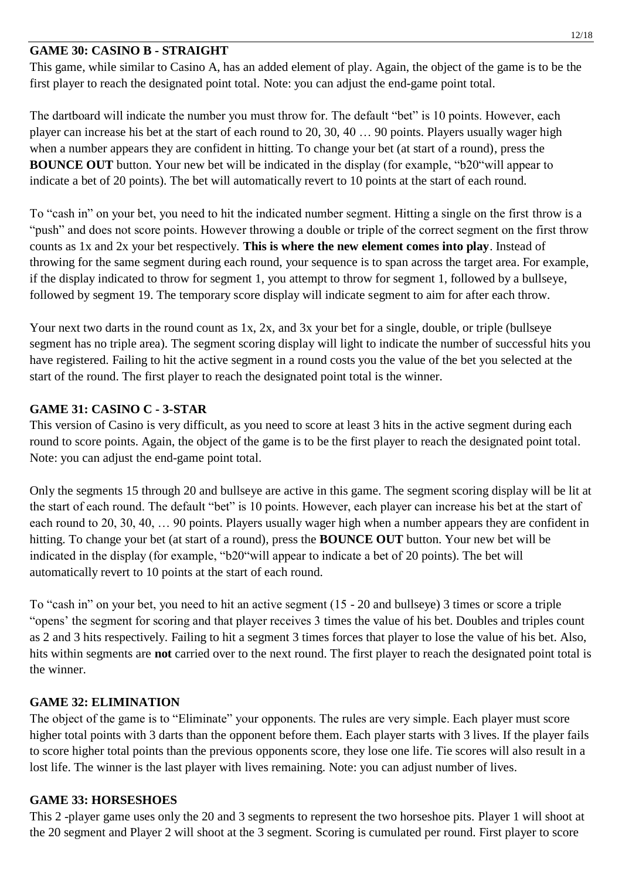## GAME 30: CASINO B - STRAIGHT

This game, while similar to Casino A, has an added element of play. Again, the object of the game is to be the first player to reach the designated point total. Note: you can adjust the end-game point total.

The dartboard will indicate the number you must throw for. The default "bet" is 10 points. However, each player can increase his bet at the start of each round to 20, 30, 40 … 90 points. Players usually wager high when a number appears they are confident in hitting. To change your bet (at start of a round), press the **BOUNCE OUT** button. Your new bet will be indicated in the display (for example, "b20"will appear to indicate a bet of 20 points). The bet will automatically revert to 10 points at the start of each round.

To "cash in" on your bet, you need to hit the indicated number segment. Hitting a single on the first throw is a "push" and does not score points. However throwing a double or triple of the correct segment on the first throw counts as 1x and 2x your bet respectively. **This is where the new element comes into play**. Instead of throwing for the same segment during each round, your sequence is to span across the target area. For example, if the display indicated to throw for segment 1, you attempt to throw for segment 1, followed by a bullseye, followed by segment 19. The temporary score display will indicate segment to aim for after each throw.

Your next two darts in the round count as 1x, 2x, and 3x your bet for a single, double, or triple (bullseye segment has no triple area). The segment scoring display will light to indicate the number of successful hits you have registered. Failing to hit the active segment in a round costs you the value of the bet you selected at the start of the round. The first player to reach the designated point total is the winner.

## GAME 31: CASINO C - 3-STAR

This version of Casino is very difficult, as you need to score at least 3 hits in the active segment during each round to score points. Again, the object of the game is to be the first player to reach the designated point total. Note: you can adjust the end-game point total.

Only the segments 15 through 20 and bullseye are active in this game. The segment scoring display will be lit at the start of each round. The default "bet" is 10 points. However, each player can increase his bet at the start of each round to 20, 30, 40, … 90 points. Players usually wager high when a number appears they are confident in hitting. To change your bet (at start of a round), press the **BOUNCE OUT** button. Your new bet will be indicated in the display (for example, "b20"will appear to indicate a bet of 20 points). The bet will automatically revert to 10 points at the start of each round.

To "cash in" on your bet, you need to hit an active segment (15 - 20 and bullseye) 3 times or score a triple "opens' the segment for scoring and that player receives 3 times the value of his bet. Doubles and triples count as 2 and 3 hits respectively. Failing to hit a segment 3 times forces that player to lose the value of his bet. Also, hits within segments are **not** carried over to the next round. The first player to reach the designated point total is the winner.

## GAME 32: ELIMINATION

The object of the game is to "Eliminate" your opponents. The rules are very simple. Each player must score higher total points with 3 darts than the opponent before them. Each player starts with 3 lives. If the player fails to score higher total points than the previous opponents score, they lose one life. Tie scores will also result in a lost life. The winner is the last player with lives remaining. Note: you can adjust number of lives.

## GAME 33: HORSESHOES

This 2 -player game uses only the 20 and 3 segments to represent the two horseshoe pits. Player 1 will shoot at the 20 segment and Player 2 will shoot at the 3 segment. Scoring is cumulated per round. First player to score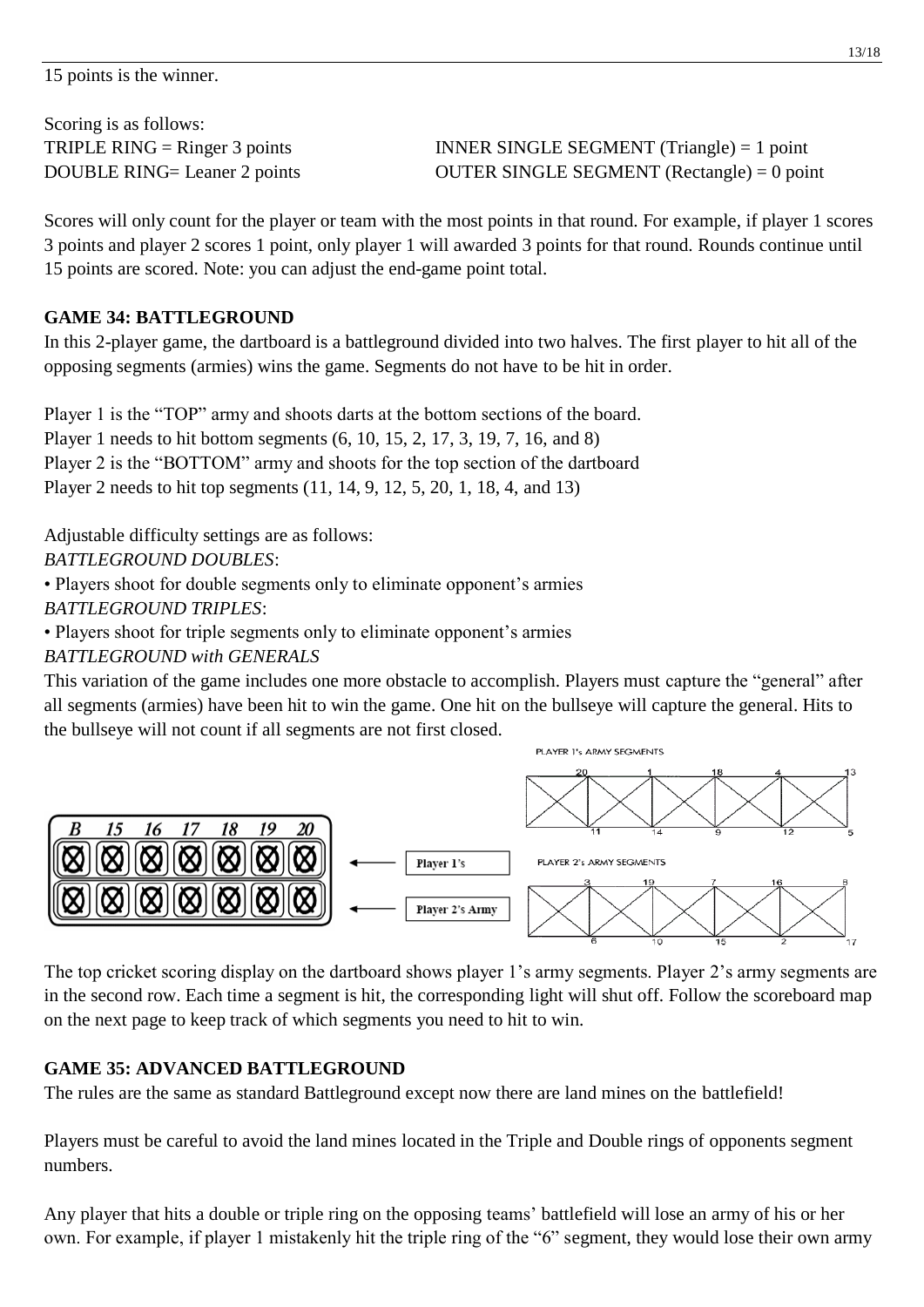15 points is the winner.

Scoring is as follows:

TRIPLE RING = Ringer 3 points
DOUBLE RING= Leaner 2 points
INNER SINGLE SEGMENT (Triangle) = 1 point
OUTER SINGLE SEGMENT (Rectangle) = 0 point

Scores will only count for the player or team with the most points in that round. For example, if player 1 scores 3 points and player 2 scores 1 point, only player 1 will awarded 3 points for that round. Rounds continue until 15 points are scored. Note: you can adjust the end-game point total.

## GAME 34: BATTLEGROUND

In this 2-player game, the dartboard is a battleground divided into two halves. The first player to hit all of the opposing segments (armies) wins the game. Segments do not have to be hit in order.

Player 1 is the "TOP" army and shoots darts at the bottom sections of the board.
Player 1 needs to hit bottom segments (6, 10, 15, 2, 17, 3, 19, 7, 16, and 8)
Player 2 is the "BOTTOM" army and shoots for the top section of the dartboard
Player 2 needs to hit top segments (11, 14, 9, 12, 5, 20, 1, 18, 4, and 13)

Adjustable difficulty settings are as follows:

*BATTLEGROUND DOUBLES*:

- Players shoot for double segments only to eliminate opponent's armies

*BATTLEGROUND TRIPLES*:

- Players shoot for triple segments only to eliminate opponent's armies

*BATTLEGROUND with GENERALS*

This variation of the game includes one more obstacle to accomplish. Players must capture the "general" after all segments (armies) have been hit to win the game. One hit on the bullseye will capture the general. Hits to the bullseye will not count if all segments are not first closed.

| B | 15 | 16 | 17 | 18 | 19 | 20 | |
|---|---|---|---|---|---|---|---|
| ⊗ | ⊗ | ⊗ | ⊗ | ⊗ | ⊗ | ⊗ | ← Player 1's |
| ⊗ | ⊗ | ⊗ | ⊗ | ⊗ | ⊗ | ⊗ | ← Player 2's Army |

PLAYER 1's ARMY SEGMENTS: 20, 1, 18, 4, 13 / 11, 14, 9, 12, 5

PLAYER 2's ARMY SEGMENTS: 3, 19, 7, 16, 8 / 6, 10, 15, 2, 17

The top cricket scoring display on the dartboard shows player 1's army segments. Player 2's army segments are in the second row. Each time a segment is hit, the corresponding light will shut off. Follow the scoreboard map on the next page to keep track of which segments you need to hit to win.

## GAME 35: ADVANCED BATTLEGROUND

The rules are the same as standard Battleground except now there are land mines on the battlefield!

Players must be careful to avoid the land mines located in the Triple and Double rings of opponents segment numbers.

Any player that hits a double or triple ring on the opposing teams' battlefield will lose an army of his or her own. For example, if player 1 mistakenly hit the triple ring of the "6" segment, they would lose their own army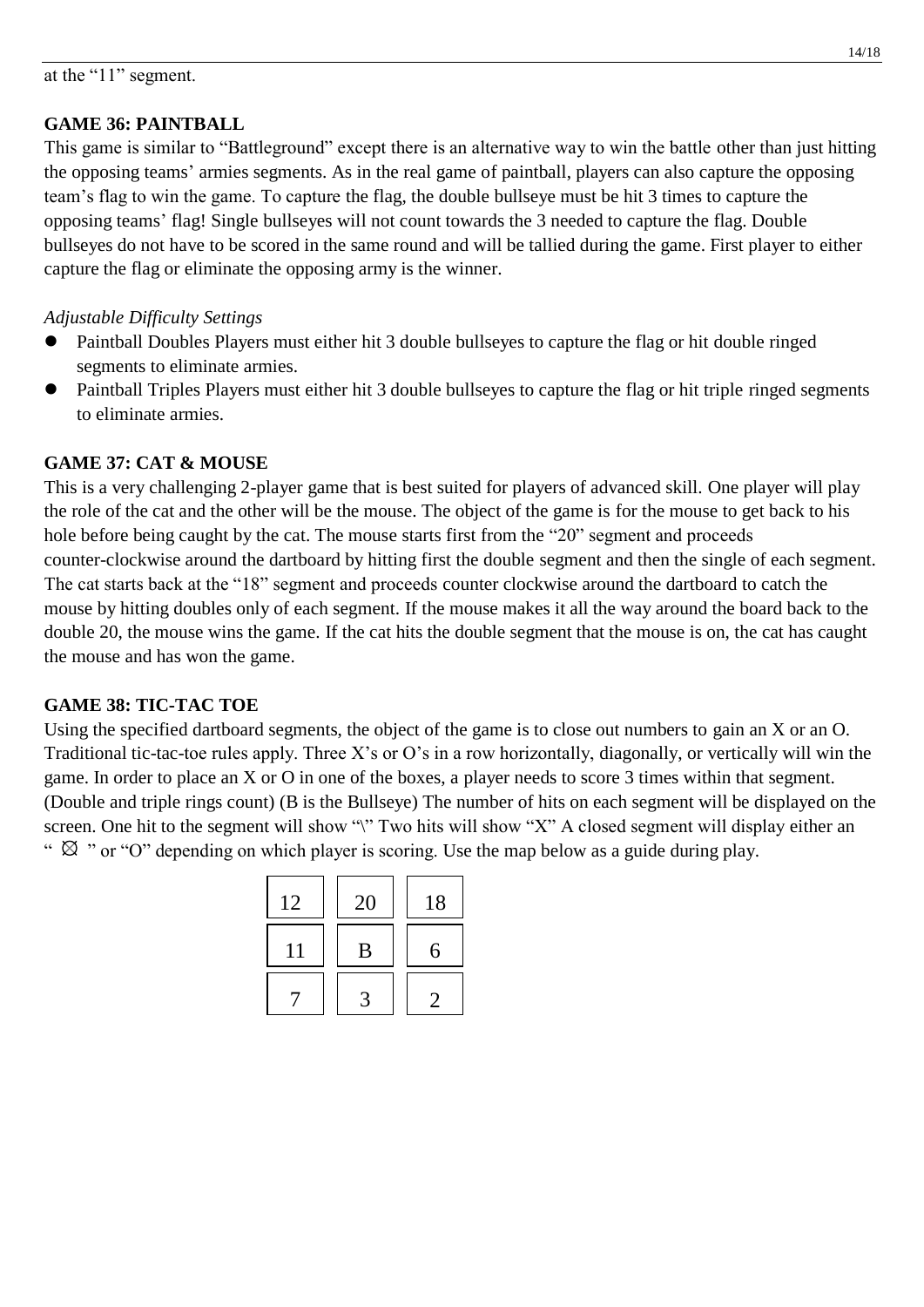at the "11" segment.

**GAME 36: PAINTBALL**

This game is similar to "Battleground" except there is an alternative way to win the battle other than just hitting the opposing teams' armies segments. As in the real game of paintball, players can also capture the opposing team's flag to win the game. To capture the flag, the double bullseye must be hit 3 times to capture the opposing teams' flag! Single bullseyes will not count towards the 3 needed to capture the flag. Double bullseyes do not have to be scored in the same round and will be tallied during the game. First player to either capture the flag or eliminate the opposing army is the winner.

*Adjustable Difficulty Settings*

- Paintball Doubles Players must either hit 3 double bullseyes to capture the flag or hit double ringed segments to eliminate armies.
- Paintball Triples Players must either hit 3 double bullseyes to capture the flag or hit triple ringed segments to eliminate armies.

**GAME 37: CAT & MOUSE**

This is a very challenging 2-player game that is best suited for players of advanced skill. One player will play the role of the cat and the other will be the mouse. The object of the game is for the mouse to get back to his hole before being caught by the cat. The mouse starts first from the "20" segment and proceeds counter-clockwise around the dartboard by hitting first the double segment and then the single of each segment. The cat starts back at the "18" segment and proceeds counter clockwise around the dartboard to catch the mouse by hitting doubles only of each segment. If the mouse makes it all the way around the board back to the double 20, the mouse wins the game. If the cat hits the double segment that the mouse is on, the cat has caught the mouse and has won the game.

**GAME 38: TIC-TAC TOE**

Using the specified dartboard segments, the object of the game is to close out numbers to gain an X or an O. Traditional tic-tac-toe rules apply. Three X's or O's in a row horizontally, diagonally, or vertically will win the game. In order to place an X or O in one of the boxes, a player needs to score 3 times within that segment. (Double and triple rings count) (B is the Bullseye) The number of hits on each segment will be displayed on the screen. One hit to the segment will show "\" Two hits will show "X" A closed segment will display either an " ⌧ " or "O" depending on which player is scoring. Use the map below as a guide during play.

| | | |
|---|---|---|
| 12 | 20 | 18 |
| 11 | B | 6 |
| 7 | 3 | 2 |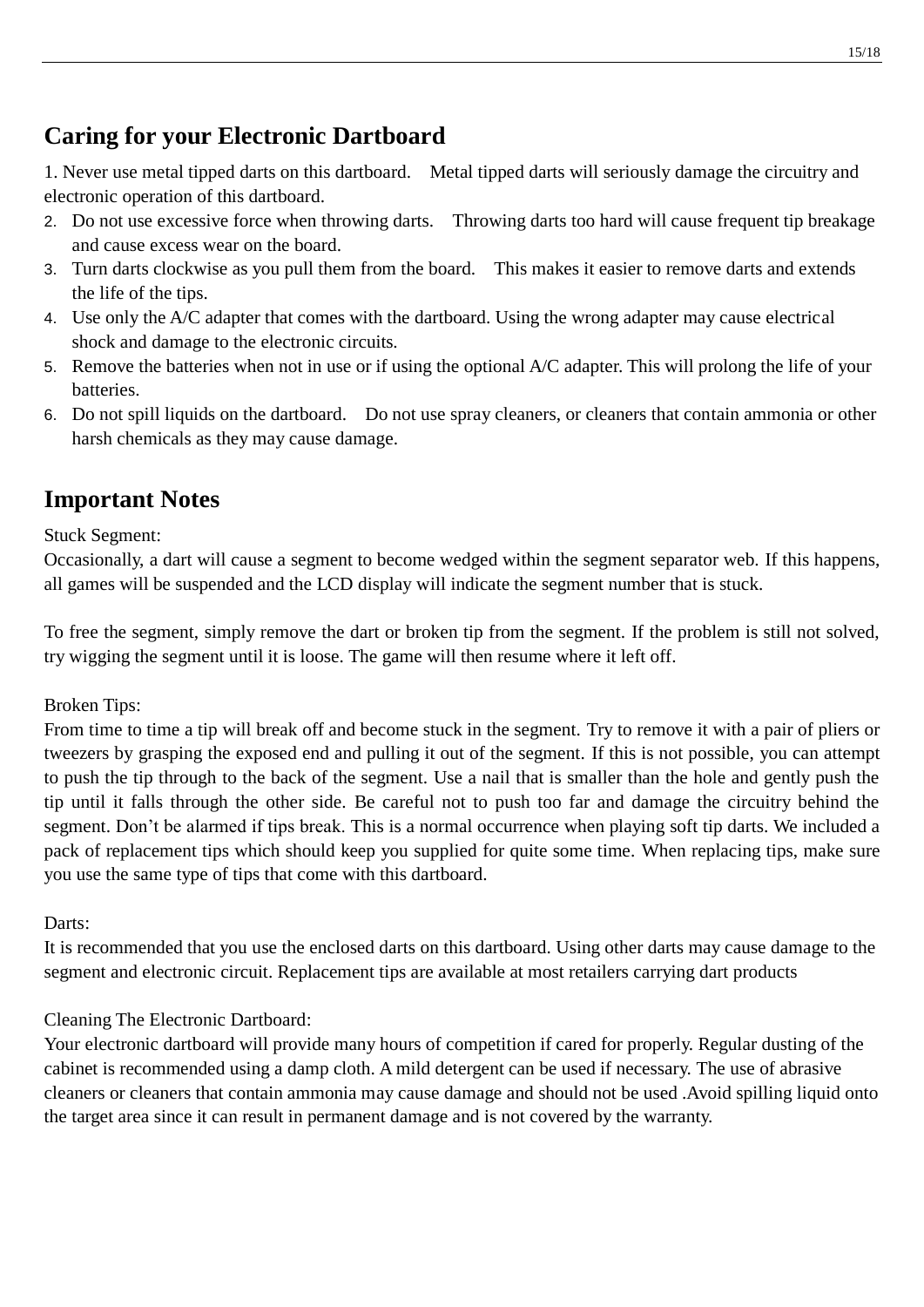## Caring for your Electronic Dartboard

1. Never use metal tipped darts on this dartboard. Metal tipped darts will seriously damage the circuitry and electronic operation of this dartboard.
2. Do not use excessive force when throwing darts. Throwing darts too hard will cause frequent tip breakage and cause excess wear on the board.
3. Turn darts clockwise as you pull them from the board. This makes it easier to remove darts and extends the life of the tips.
4. Use only the A/C adapter that comes with the dartboard. Using the wrong adapter may cause electrical shock and damage to the electronic circuits.
5. Remove the batteries when not in use or if using the optional A/C adapter. This will prolong the life of your batteries.
6. Do not spill liquids on the dartboard. Do not use spray cleaners, or cleaners that contain ammonia or other harsh chemicals as they may cause damage.

## Important Notes

Stuck Segment:
Occasionally, a dart will cause a segment to become wedged within the segment separator web. If this happens, all games will be suspended and the LCD display will indicate the segment number that is stuck.

To free the segment, simply remove the dart or broken tip from the segment. If the problem is still not solved, try wigging the segment until it is loose. The game will then resume where it left off.

Broken Tips:
From time to time a tip will break off and become stuck in the segment. Try to remove it with a pair of pliers or tweezers by grasping the exposed end and pulling it out of the segment. If this is not possible, you can attempt to push the tip through to the back of the segment. Use a nail that is smaller than the hole and gently push the tip until it falls through the other side. Be careful not to push too far and damage the circuitry behind the segment. Don't be alarmed if tips break. This is a normal occurrence when playing soft tip darts. We included a pack of replacement tips which should keep you supplied for quite some time. When replacing tips, make sure you use the same type of tips that come with this dartboard.

Darts:
It is recommended that you use the enclosed darts on this dartboard. Using other darts may cause damage to the segment and electronic circuit. Replacement tips are available at most retailers carrying dart products

Cleaning The Electronic Dartboard:
Your electronic dartboard will provide many hours of competition if cared for properly. Regular dusting of the cabinet is recommended using a damp cloth. A mild detergent can be used if necessary. The use of abrasive cleaners or cleaners that contain ammonia may cause damage and should not be used .Avoid spilling liquid onto the target area since it can result in permanent damage and is not covered by the warranty.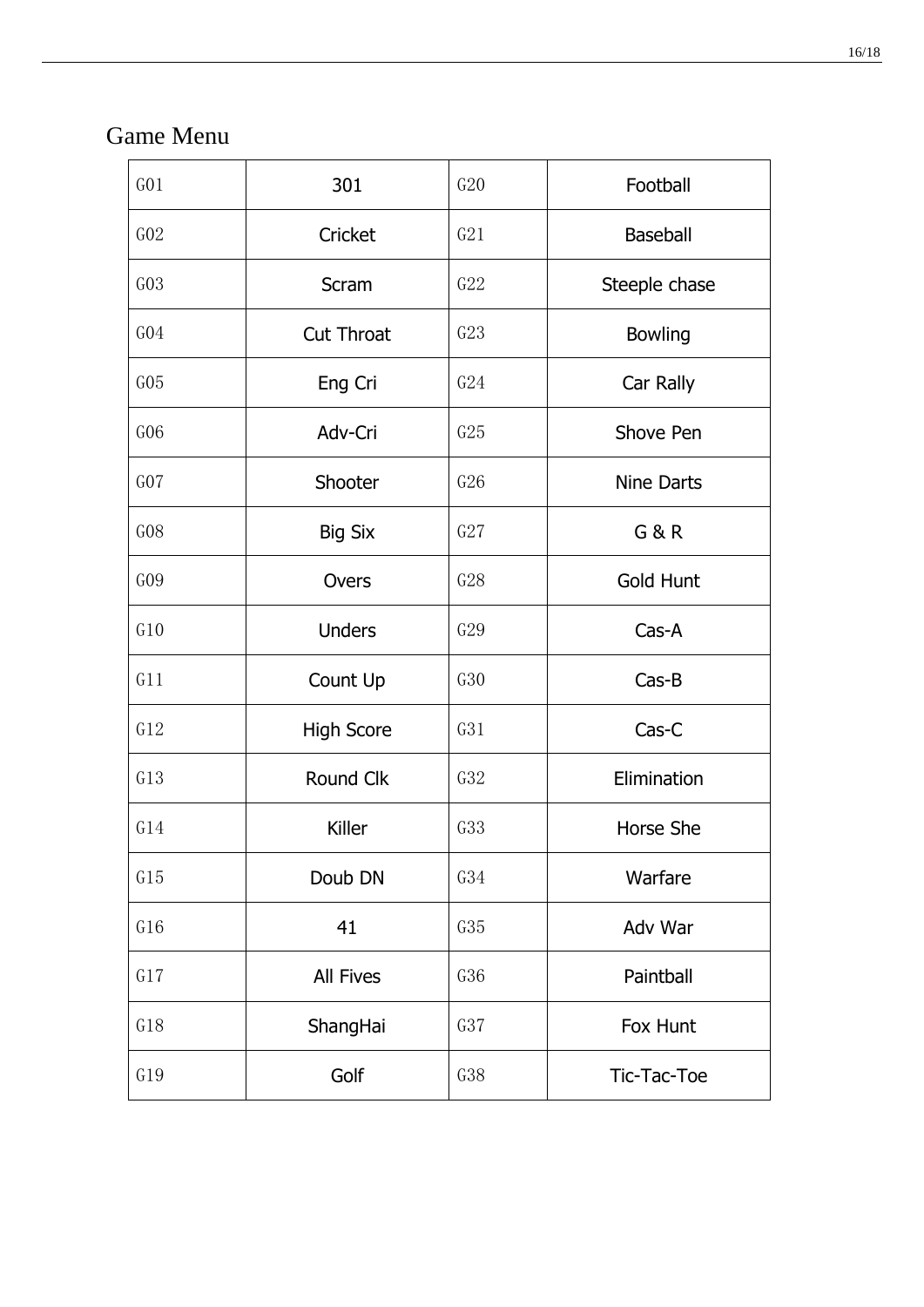## Game Menu

| | | | |
|---|---|---|---|
| G01 | 301 | G20 | Football |
| G02 | Cricket | G21 | Baseball |
| G03 | Scram | G22 | Steeple chase |
| G04 | Cut Throat | G23 | Bowling |
| G05 | Eng Cri | G24 | Car Rally |
| G06 | Adv-Cri | G25 | Shove Pen |
| G07 | Shooter | G26 | Nine Darts |
| G08 | Big Six | G27 | G & R |
| G09 | Overs | G28 | Gold Hunt |
| G10 | Unders | G29 | Cas-A |
| G11 | Count Up | G30 | Cas-B |
| G12 | High Score | G31 | Cas-C |
| G13 | Round Clk | G32 | Elimination |
| G14 | Killer | G33 | Horse She |
| G15 | Doub DN | G34 | Warfare |
| G16 | 41 | G35 | Adv War |
| G17 | All Fives | G36 | Paintball |
| G18 | ShangHai | G37 | Fox Hunt |
| G19 | Golf | G38 | Tic-Tac-Toe |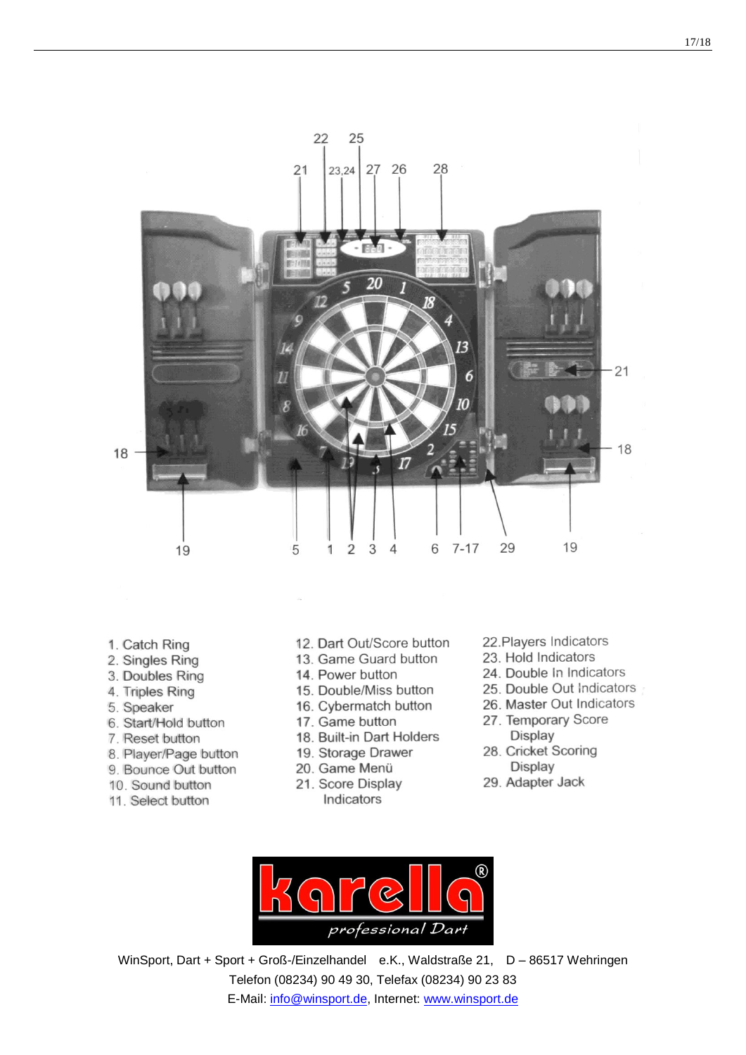1. Catch Ring
2. Singles Ring
3. Doubles Ring
4. Triples Ring
5. Speaker
6. Start/Hold button
7. Reset button
8. Player/Page button
9. Bounce Out button
10. Sound button
11. Select button
12. Dart Out/Score button
13. Game Guard button
14. Power button
15. Double/Miss button
16. Cybermatch button
17. Game button
18. Built-in Dart Holders
19. Storage Drawer
20. Game Menü
21. Score Display Indicators
22. Players Indicators
23. Hold Indicators
24. Double In Indicators
25. Double Out Indicators
26. Master Out Indicators
27. Temporary Score Display
28. Cricket Scoring Display
29. Adapter Jack

karella® professional Dart

WinSport, Dart + Sport + Groß-/Einzelhandel e.K., Waldstraße 21, D – 86517 Wehringen
Telefon (08234) 90 49 30, Telefax (08234) 90 23 83
E-Mail: info@winsport.de, Internet: www.winsport.de